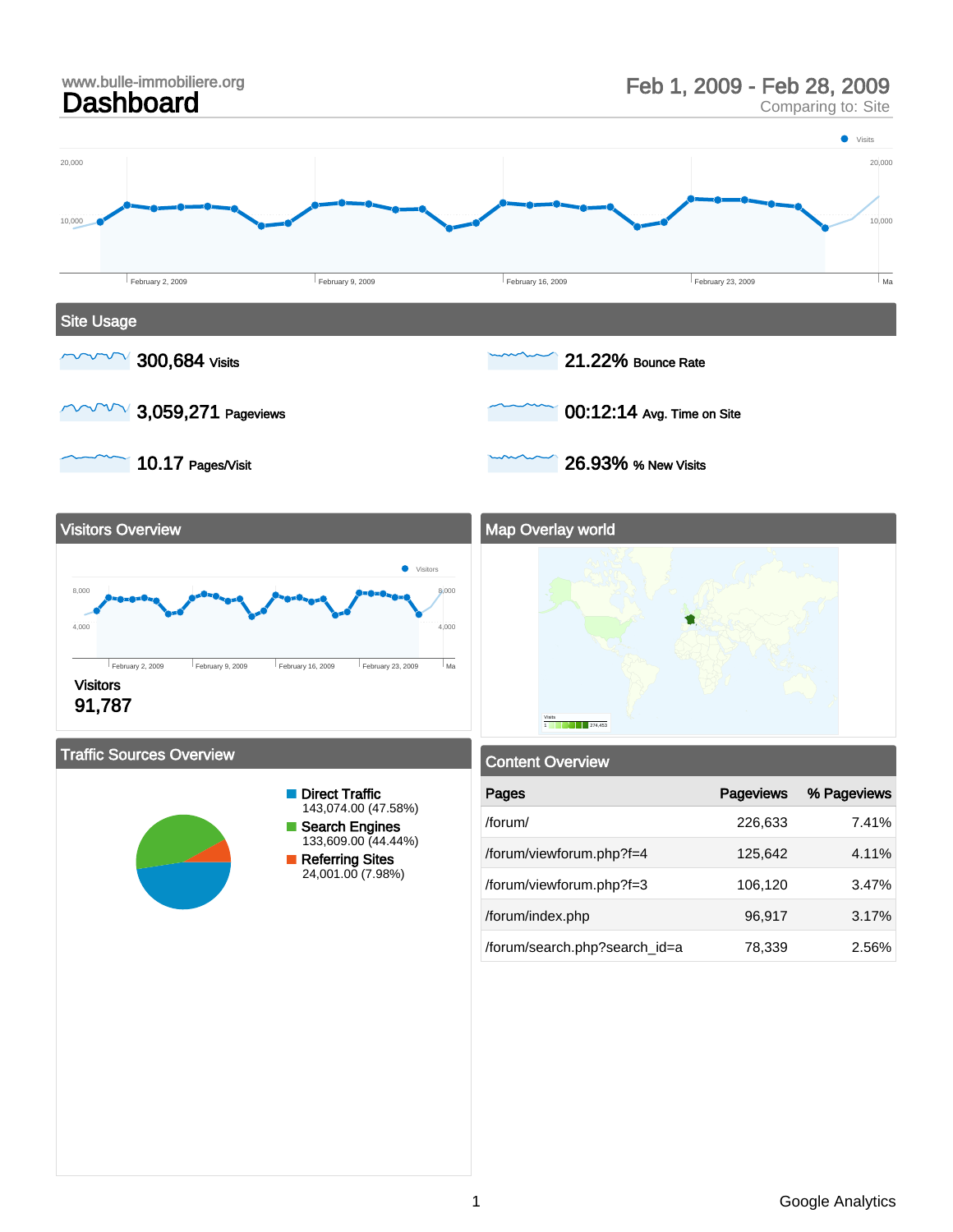www.bulle-immobiliere.org

# Dashboard

Feb 1, 2009 - Feb 28, 2009
Comparing to: Site

## Site Usage

**300,684** Visits

**21.22%** Bounce Rate

**3,059,271** Pageviews

**00:12:14** Avg. Time on Site

**10.17** Pages/Visit

**26.93%** % New Visits

## Visitors Overview

Visitors
**91,787**

## Map Overlay world

## Traffic Sources Overview

- **Direct Traffic** 143,074.00 (47.58%)
- **Search Engines** 133,609.00 (44.44%)
- **Referring Sites** 24,001.00 (7.98%)

## Content Overview

| Pages | Pageviews | % Pageviews |
|---|---|---|
| /forum/ | 226,633 | 7.41% |
| /forum/viewforum.php?f=4 | 125,642 | 4.11% |
| /forum/viewforum.php?f=3 | 106,120 | 3.47% |
| /forum/index.php | 96,917 | 3.17% |
| /forum/search.php?search_id=a | 78,339 | 2.56% |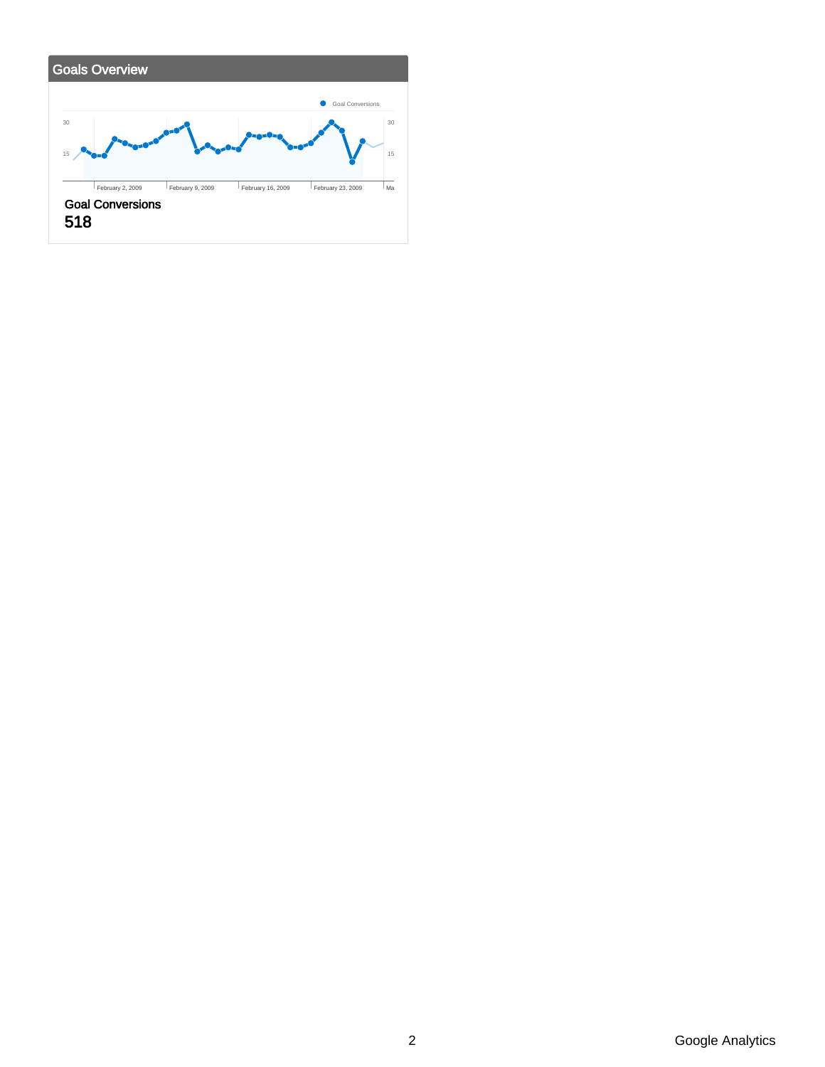## Goals Overview

Goal Conversions

30 | 15

February 2, 2009 | February 9, 2009 | February 16, 2009 | February 23, 2009 | Ma

**Goal Conversions**

**518**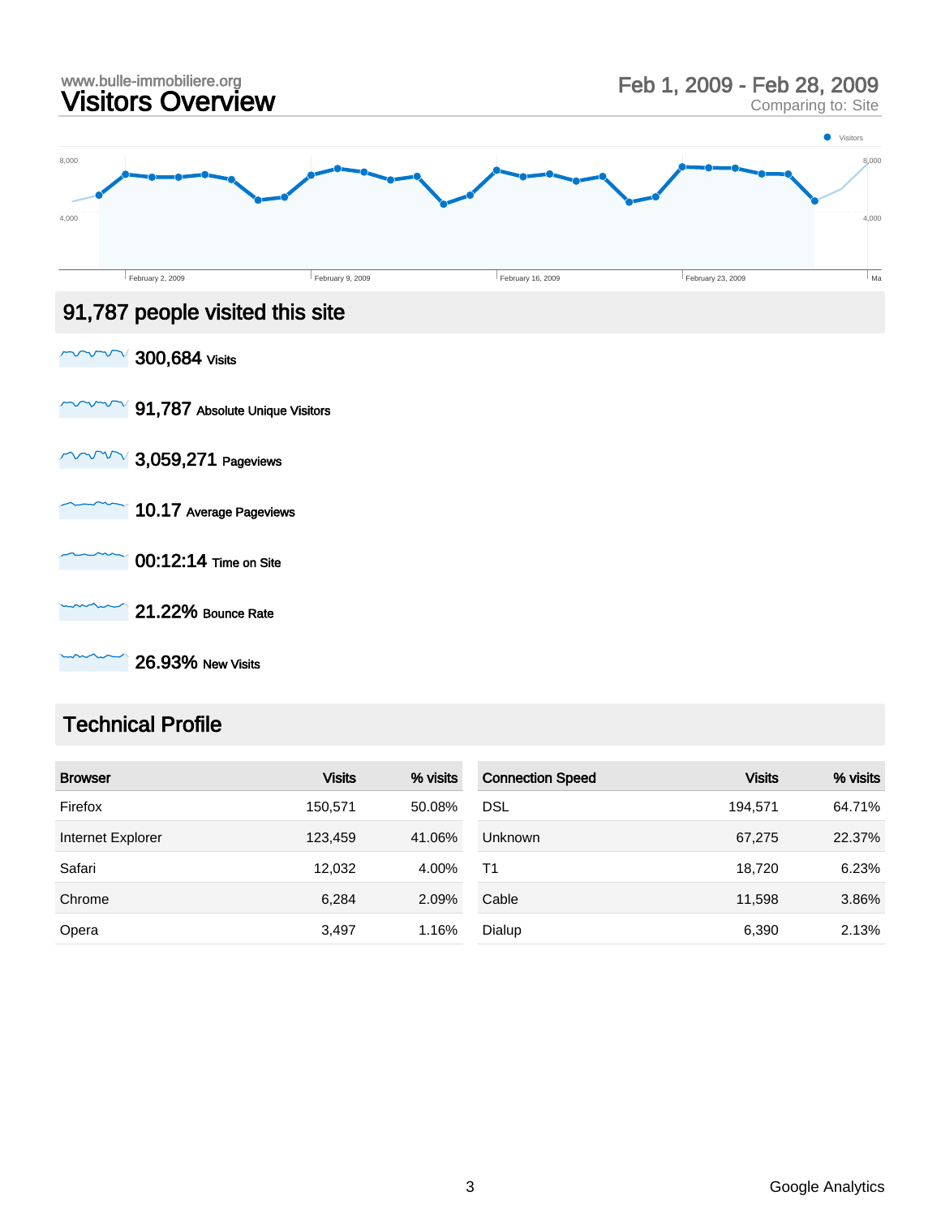www.bulle-immobiliere.org

# Visitors Overview

Feb 1, 2009 - Feb 28, 2009
Comparing to: Site

## 91,787 people visited this site

**300,684** Visits

**91,787** Absolute Unique Visitors

**3,059,271** Pageviews

**10.17** Average Pageviews

**00:12:14** Time on Site

**21.22%** Bounce Rate

**26.93%** New Visits

## Technical Profile

| Browser | Visits | % visits |
|---|---|---|
| Firefox | 150,571 | 50.08% |
| Internet Explorer | 123,459 | 41.06% |
| Safari | 12,032 | 4.00% |
| Chrome | 6,284 | 2.09% |
| Opera | 3,497 | 1.16% |

| Connection Speed | Visits | % visits |
|---|---|---|
| DSL | 194,571 | 64.71% |
| Unknown | 67,275 | 22.37% |
| T1 | 18,720 | 6.23% |
| Cable | 11,598 | 3.86% |
| Dialup | 6,390 | 2.13% |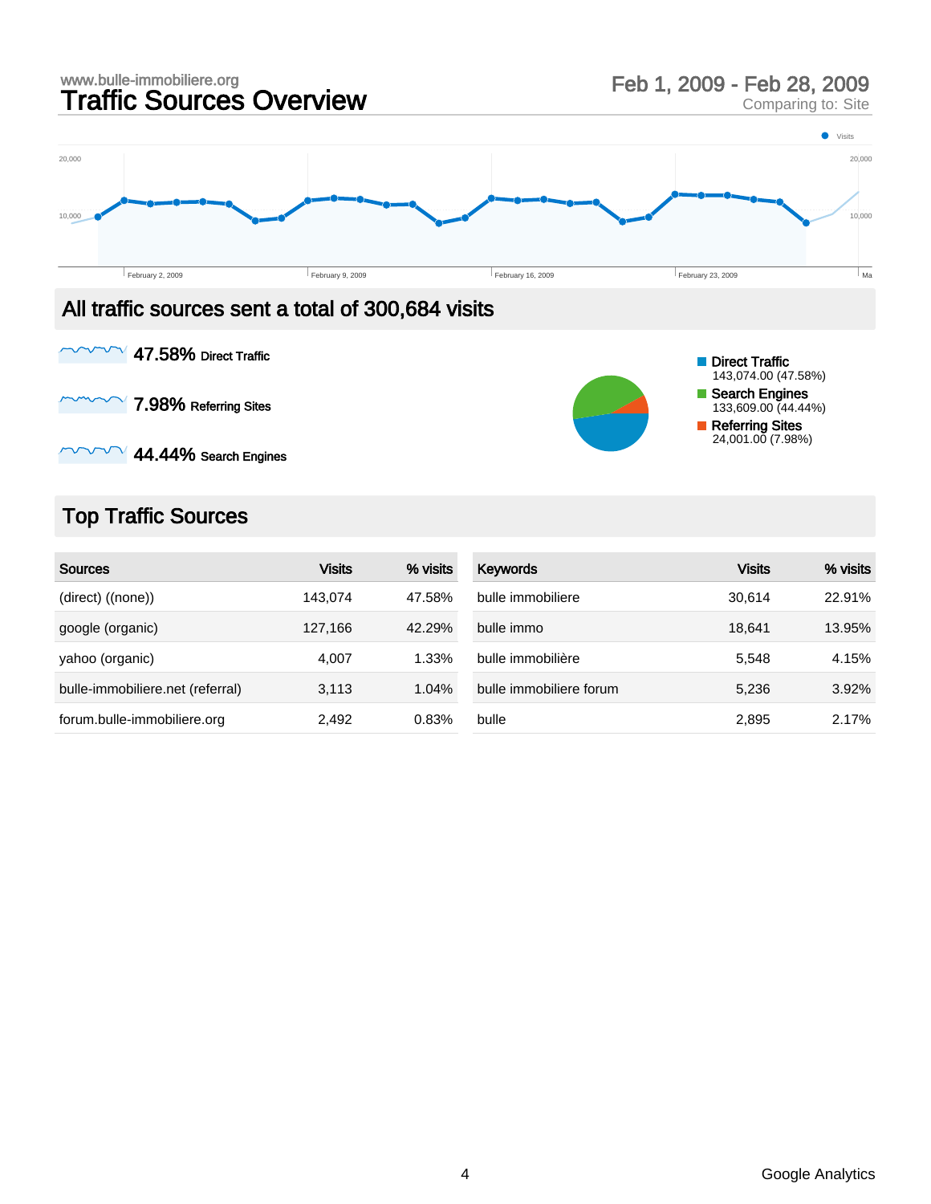www.bulle-immobiliere.org

# Traffic Sources Overview

Feb 1, 2009 - Feb 28, 2009
Comparing to: Site

## All traffic sources sent a total of 300,684 visits

**47.58%** Direct Traffic

**7.98%** Referring Sites

**44.44%** Search Engines

- Direct Traffic 143,074.00 (47.58%)
- Search Engines 133,609.00 (44.44%)
- Referring Sites 24,001.00 (7.98%)

## Top Traffic Sources

| Sources | Visits | % visits |
|---|---|---|
| (direct) ((none)) | 143,074 | 47.58% |
| google (organic) | 127,166 | 42.29% |
| yahoo (organic) | 4,007 | 1.33% |
| bulle-immobiliere.net (referral) | 3,113 | 1.04% |
| forum.bulle-immobiliere.org | 2,492 | 0.83% |

| Keywords | Visits | % visits |
|---|---|---|
| bulle immobiliere | 30,614 | 22.91% |
| bulle immo | 18,641 | 13.95% |
| bulle immobilière | 5,548 | 4.15% |
| bulle immobiliere forum | 5,236 | 3.92% |
| bulle | 2,895 | 2.17% |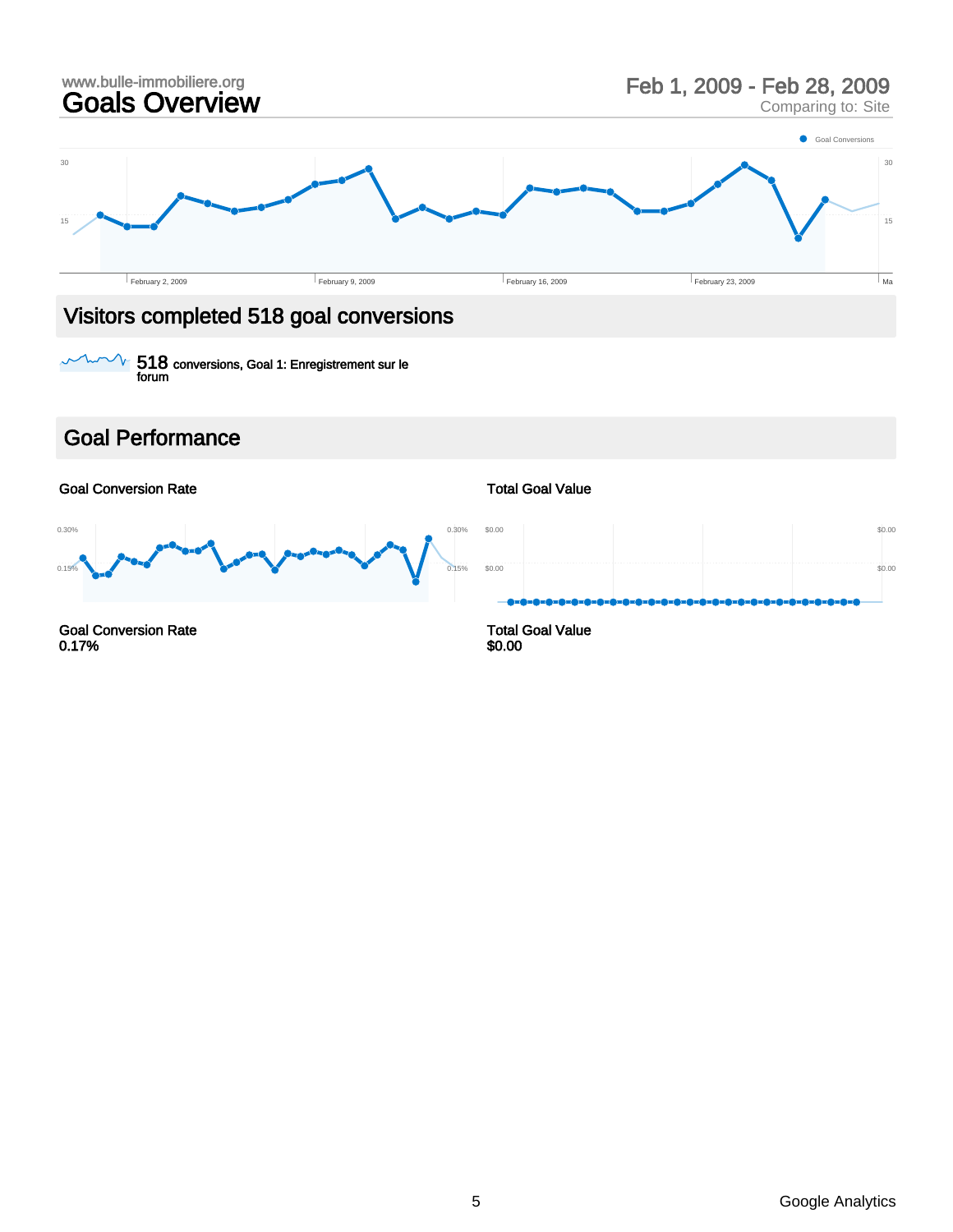www.bulle-immobiliere.org

# Goals Overview

Feb 1, 2009 - Feb 28, 2009
Comparing to: Site

## Visitors completed 518 goal conversions

518 conversions, Goal 1: Enregistrement sur le forum

## Goal Performance

**Goal Conversion Rate**

**Total Goal Value**

Goal Conversion Rate
0.17%

Total Goal Value
$0.00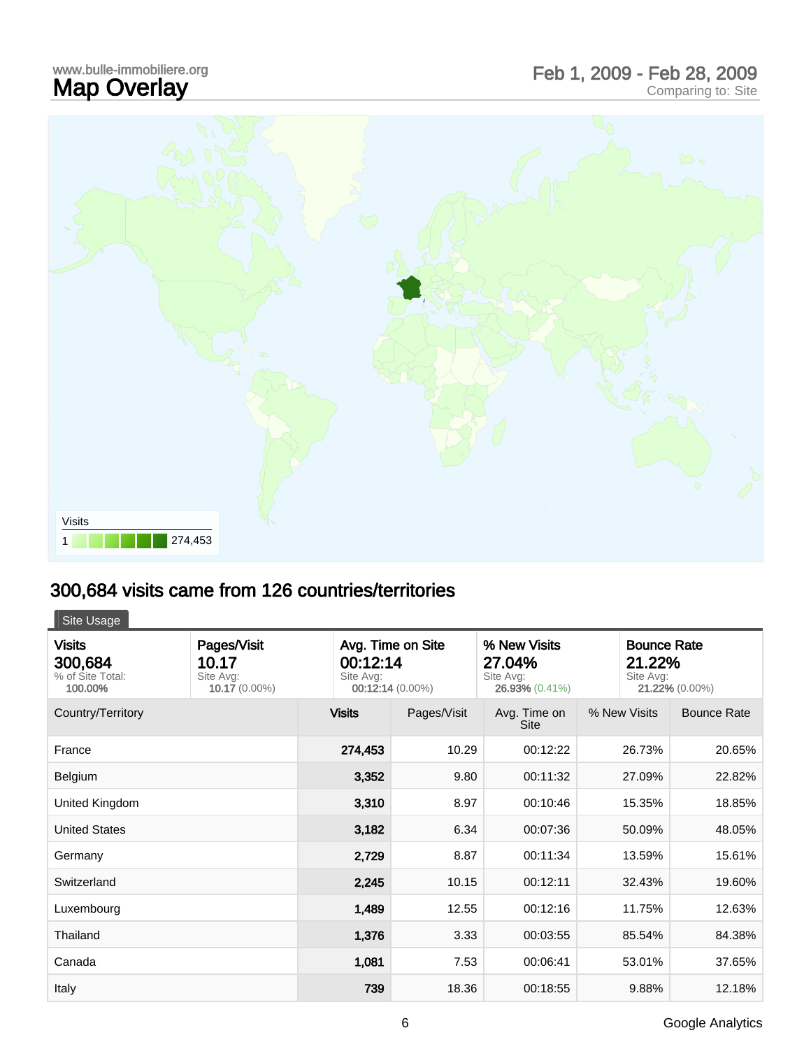www.bulle-immobiliere.org

# Map Overlay

Feb 1, 2009 - Feb 28, 2009
Comparing to: Site

Visits
1 — 274,453

## 300,684 visits came from 126 countries/territories

Site Usage

| Visits | Pages/Visit | Avg. Time on Site | % New Visits | Bounce Rate |
|---|---|---|---|---|
| **300,684** % of Site Total: **100.00%** | **10.17** Site Avg: **10.17** (0.00%) | **00:12:14** Site Avg: **00:12:14** (0.00%) | **27.04%** Site Avg: **26.93%** (0.41%) | **21.22%** Site Avg: **21.22%** (0.00%) |

| Country/Territory | Visits | Pages/Visit | Avg. Time on Site | % New Visits | Bounce Rate |
|---|---|---|---|---|---|
| France | 274,453 | 10.29 | 00:12:22 | 26.73% | 20.65% |
| Belgium | 3,352 | 9.80 | 00:11:32 | 27.09% | 22.82% |
| United Kingdom | 3,310 | 8.97 | 00:10:46 | 15.35% | 18.85% |
| United States | 3,182 | 6.34 | 00:07:36 | 50.09% | 48.05% |
| Germany | 2,729 | 8.87 | 00:11:34 | 13.59% | 15.61% |
| Switzerland | 2,245 | 10.15 | 00:12:11 | 32.43% | 19.60% |
| Luxembourg | 1,489 | 12.55 | 00:12:16 | 11.75% | 12.63% |
| Thailand | 1,376 | 3.33 | 00:03:55 | 85.54% | 84.38% |
| Canada | 1,081 | 7.53 | 00:06:41 | 53.01% | 37.65% |
| Italy | 739 | 18.36 | 00:18:55 | 9.88% | 12.18% |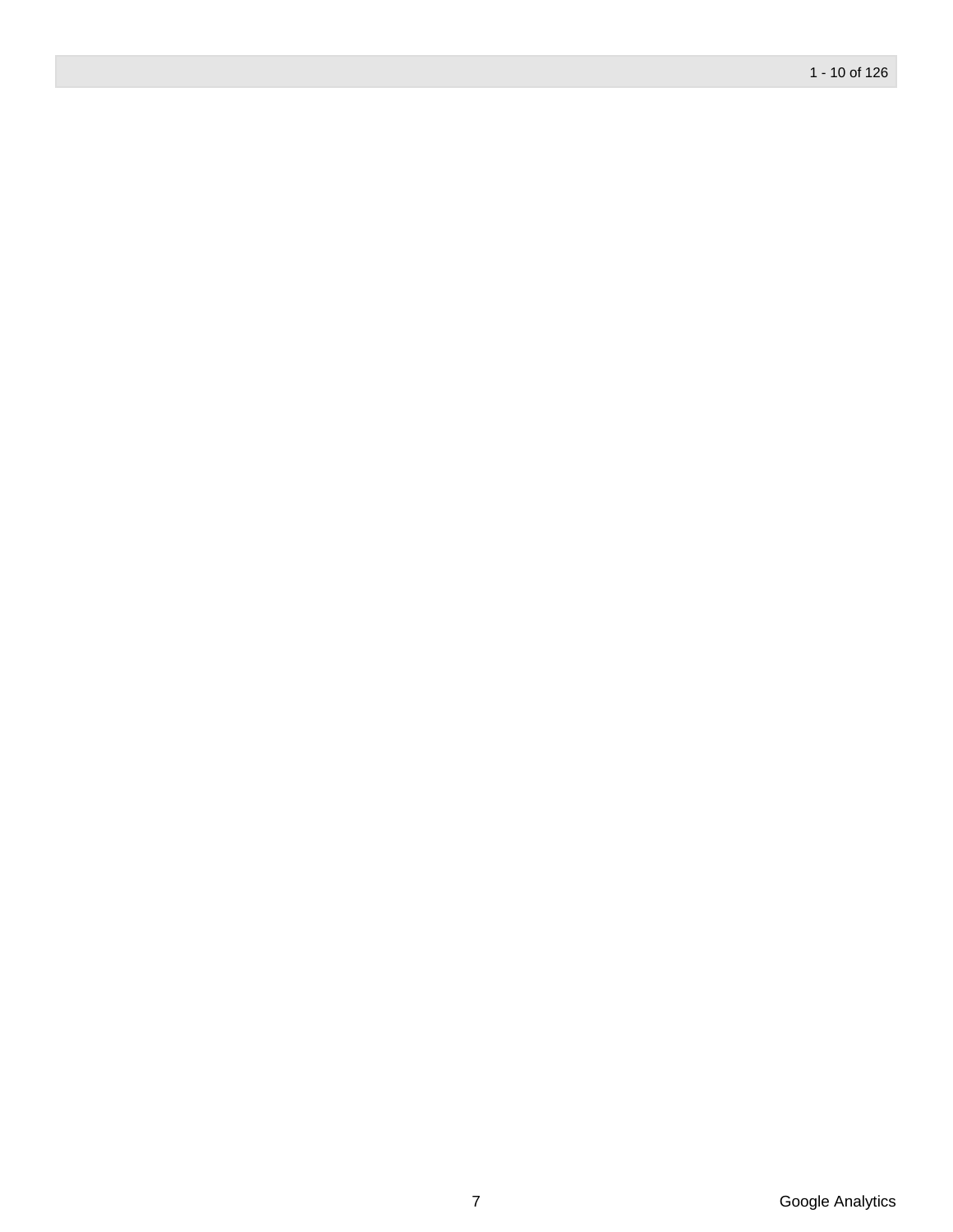1 - 10 of 126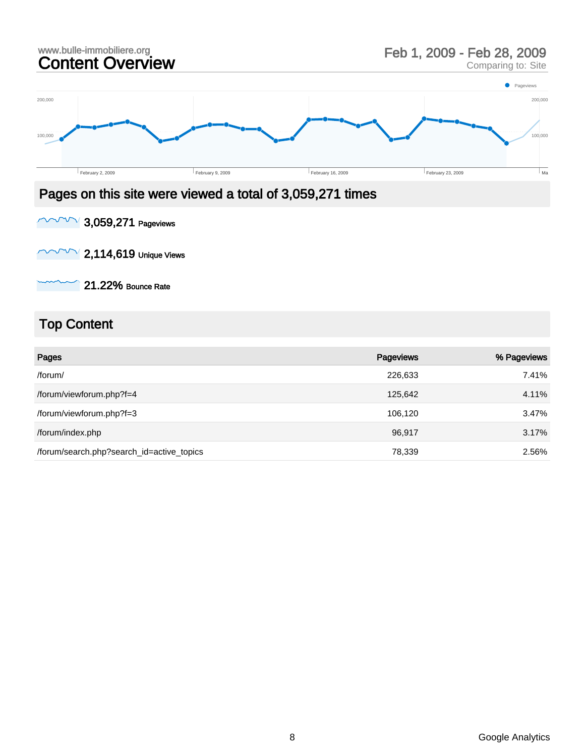www.bulle-immobiliere.org

# Content Overview

Feb 1, 2009 - Feb 28, 2009
Comparing to: Site

Pageviews

200,000

100,000

200,000

100,000

February 2, 2009

February 9, 2009

February 16, 2009

February 23, 2009

Ma

## Pages on this site were viewed a total of 3,059,271 times

**3,059,271** Pageviews

**2,114,619** Unique Views

**21.22%** Bounce Rate

## Top Content

| Pages | Pageviews | % Pageviews |
|---|---|---|
| /forum/ | 226,633 | 7.41% |
| /forum/viewforum.php?f=4 | 125,642 | 4.11% |
| /forum/viewforum.php?f=3 | 106,120 | 3.47% |
| /forum/index.php | 96,917 | 3.17% |
| /forum/search.php?search_id=active_topics | 78,339 | 2.56% |